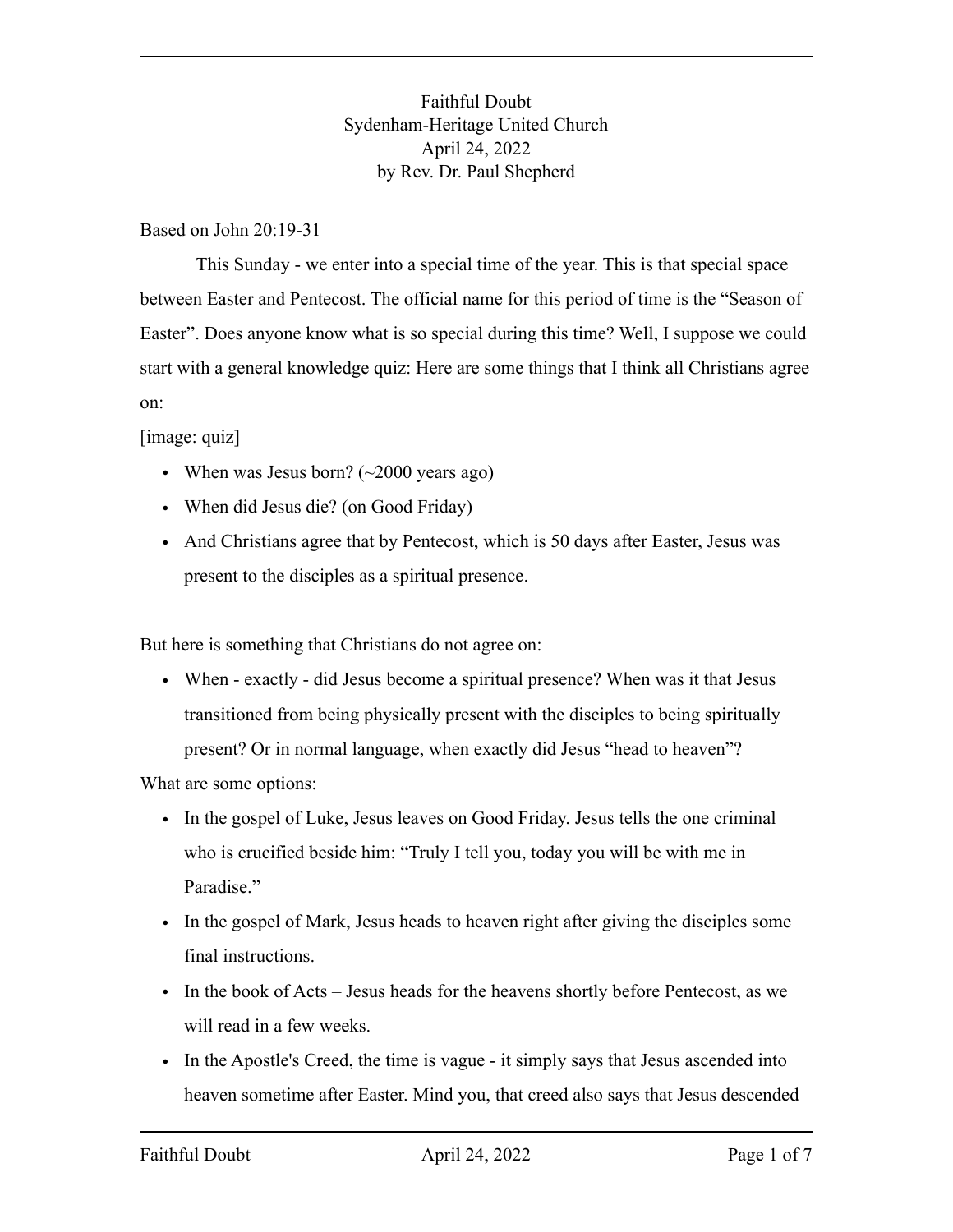# Faithful Doubt

Sydenham-Heritage United Church
April 24, 2022
by Rev. Dr. Paul Shepherd

Based on John 20:19-31

This Sunday - we enter into a special time of the year. This is that special space between Easter and Pentecost. The official name for this period of time is the "Season of Easter". Does anyone know what is so special during this time? Well, I suppose we could start with a general knowledge quiz: Here are some things that I think all Christians agree on:

[image: quiz]

- When was Jesus born? (~2000 years ago)
- When did Jesus die? (on Good Friday)
- And Christians agree that by Pentecost, which is 50 days after Easter, Jesus was present to the disciples as a spiritual presence.

But here is something that Christians do not agree on:

- When - exactly - did Jesus become a spiritual presence? When was it that Jesus transitioned from being physically present with the disciples to being spiritually present? Or in normal language, when exactly did Jesus "head to heaven"?

What are some options:

- In the gospel of Luke, Jesus leaves on Good Friday. Jesus tells the one criminal who is crucified beside him: "Truly I tell you, today you will be with me in Paradise."
- In the gospel of Mark, Jesus heads to heaven right after giving the disciples some final instructions.
- In the book of Acts – Jesus heads for the heavens shortly before Pentecost, as we will read in a few weeks.
- In the Apostle's Creed, the time is vague - it simply says that Jesus ascended into heaven sometime after Easter. Mind you, that creed also says that Jesus descended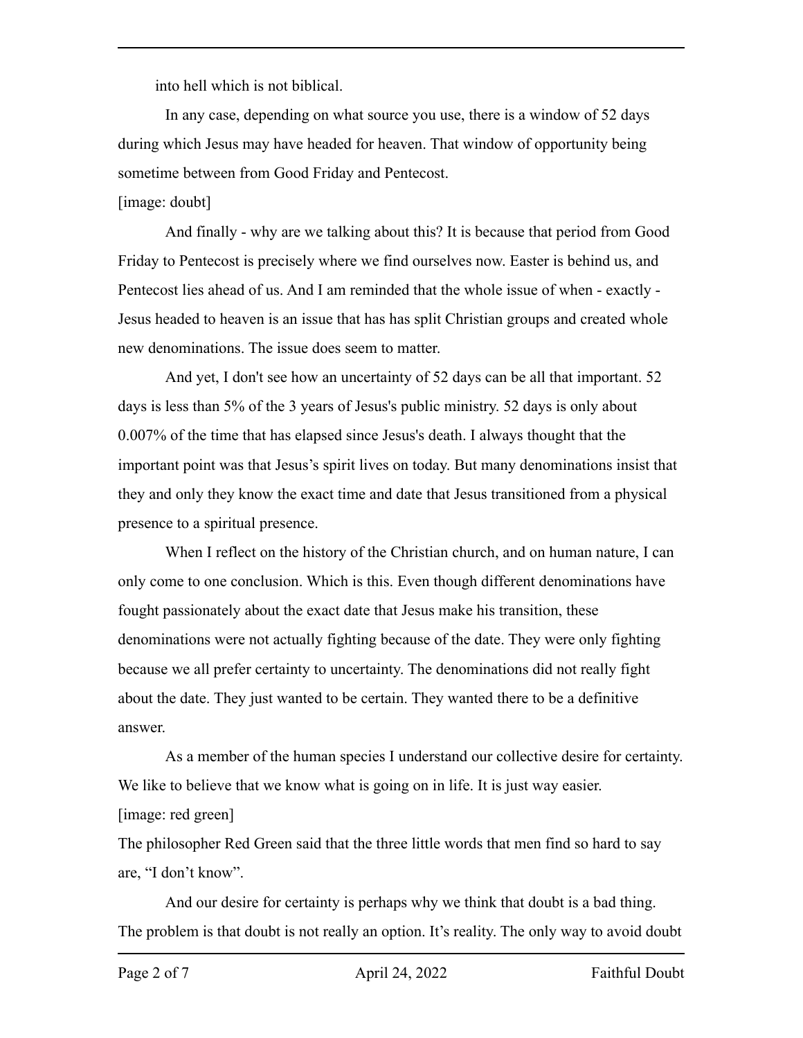into hell which is not biblical.

In any case, depending on what source you use, there is a window of 52 days during which Jesus may have headed for heaven. That window of opportunity being sometime between from Good Friday and Pentecost.

[image: doubt]

And finally - why are we talking about this? It is because that period from Good Friday to Pentecost is precisely where we find ourselves now. Easter is behind us, and Pentecost lies ahead of us. And I am reminded that the whole issue of when - exactly - Jesus headed to heaven is an issue that has has split Christian groups and created whole new denominations. The issue does seem to matter.

And yet, I don't see how an uncertainty of 52 days can be all that important. 52 days is less than 5% of the 3 years of Jesus's public ministry. 52 days is only about 0.007% of the time that has elapsed since Jesus's death. I always thought that the important point was that Jesus's spirit lives on today. But many denominations insist that they and only they know the exact time and date that Jesus transitioned from a physical presence to a spiritual presence.

When I reflect on the history of the Christian church, and on human nature, I can only come to one conclusion. Which is this. Even though different denominations have fought passionately about the exact date that Jesus make his transition, these denominations were not actually fighting because of the date. They were only fighting because we all prefer certainty to uncertainty. The denominations did not really fight about the date. They just wanted to be certain. They wanted there to be a definitive answer.

As a member of the human species I understand our collective desire for certainty. We like to believe that we know what is going on in life. It is just way easier.

[image: red green]

The philosopher Red Green said that the three little words that men find so hard to say are, "I don't know".

And our desire for certainty is perhaps why we think that doubt is a bad thing. The problem is that doubt is not really an option. It's reality. The only way to avoid doubt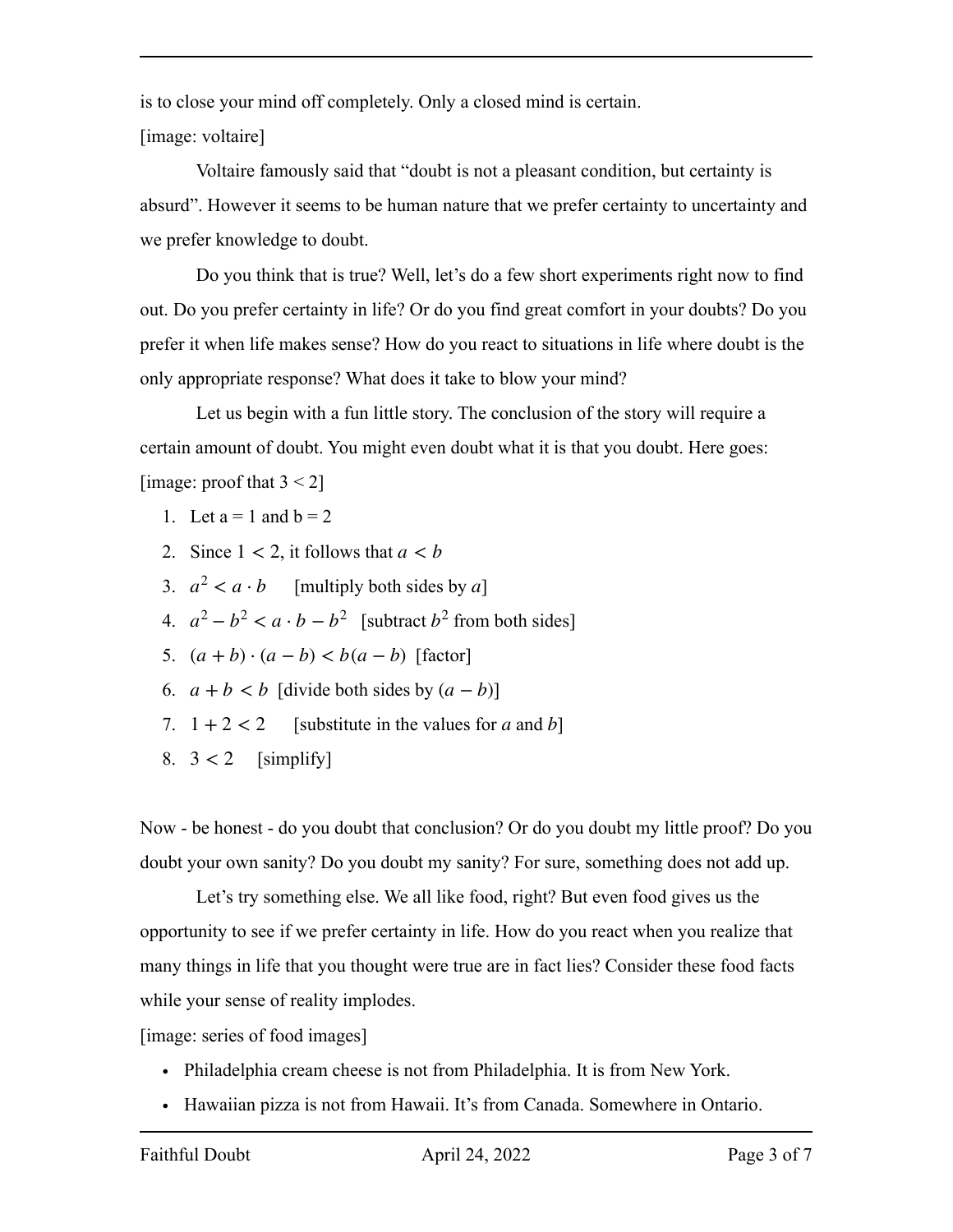is to close your mind off completely. Only a closed mind is certain.

[image: voltaire]

Voltaire famously said that "doubt is not a pleasant condition, but certainty is absurd". However it seems to be human nature that we prefer certainty to uncertainty and we prefer knowledge to doubt.

Do you think that is true? Well, let's do a few short experiments right now to find out. Do you prefer certainty in life? Or do you find great comfort in your doubts? Do you prefer it when life makes sense? How do you react to situations in life where doubt is the only appropriate response? What does it take to blow your mind?

Let us begin with a fun little story. The conclusion of the story will require a certain amount of doubt. You might even doubt what it is that you doubt. Here goes:

[image: proof that 3 < 2]

1. Let a = 1 and b = 2
2. Since $1 < 2$, it follows that $a < b$
3. $a^2 < a \cdot b$ [multiply both sides by *a*]
4. $a^2 - b^2 < a \cdot b - b^2$ [subtract $b^2$ from both sides]
5. $(a + b) \cdot (a - b) < b(a - b)$ [factor]
6. $a + b < b$ [divide both sides by $(a - b)$]
7. $1 + 2 < 2$ [substitute in the values for *a* and *b*]
8. $3 < 2$ [simplify]

Now - be honest - do you doubt that conclusion? Or do you doubt my little proof? Do you doubt your own sanity? Do you doubt my sanity? For sure, something does not add up.

Let's try something else. We all like food, right? But even food gives us the opportunity to see if we prefer certainty in life. How do you react when you realize that many things in life that you thought were true are in fact lies? Consider these food facts while your sense of reality implodes.

[image: series of food images]

- Philadelphia cream cheese is not from Philadelphia. It is from New York.
- Hawaiian pizza is not from Hawaii. It's from Canada. Somewhere in Ontario.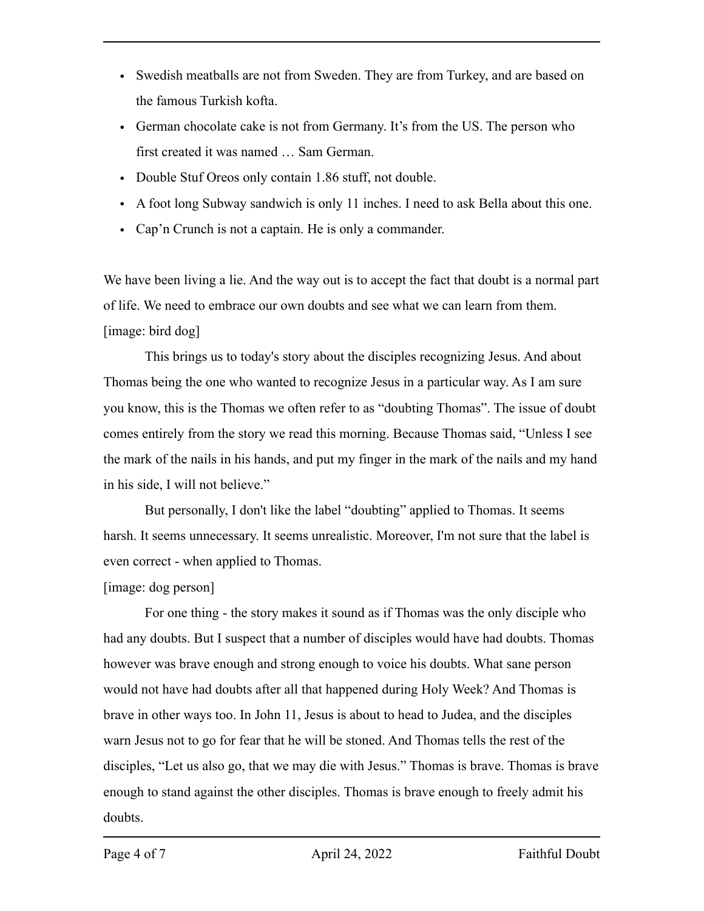- Swedish meatballs are not from Sweden. They are from Turkey, and are based on the famous Turkish kofta.
- German chocolate cake is not from Germany. It's from the US. The person who first created it was named … Sam German.
- Double Stuf Oreos only contain 1.86 stuff, not double.
- A foot long Subway sandwich is only 11 inches. I need to ask Bella about this one.
- Cap'n Crunch is not a captain. He is only a commander.

We have been living a lie. And the way out is to accept the fact that doubt is a normal part of life. We need to embrace our own doubts and see what we can learn from them.
[image: bird dog]

This brings us to today's story about the disciples recognizing Jesus. And about Thomas being the one who wanted to recognize Jesus in a particular way. As I am sure you know, this is the Thomas we often refer to as "doubting Thomas". The issue of doubt comes entirely from the story we read this morning. Because Thomas said, "Unless I see the mark of the nails in his hands, and put my finger in the mark of the nails and my hand in his side, I will not believe."

But personally, I don't like the label "doubting" applied to Thomas. It seems harsh. It seems unnecessary. It seems unrealistic. Moreover, I'm not sure that the label is even correct - when applied to Thomas.

[image: dog person]

For one thing - the story makes it sound as if Thomas was the only disciple who had any doubts. But I suspect that a number of disciples would have had doubts. Thomas however was brave enough and strong enough to voice his doubts. What sane person would not have had doubts after all that happened during Holy Week? And Thomas is brave in other ways too. In John 11, Jesus is about to head to Judea, and the disciples warn Jesus not to go for fear that he will be stoned. And Thomas tells the rest of the disciples, "Let us also go, that we may die with Jesus." Thomas is brave. Thomas is brave enough to stand against the other disciples. Thomas is brave enough to freely admit his doubts.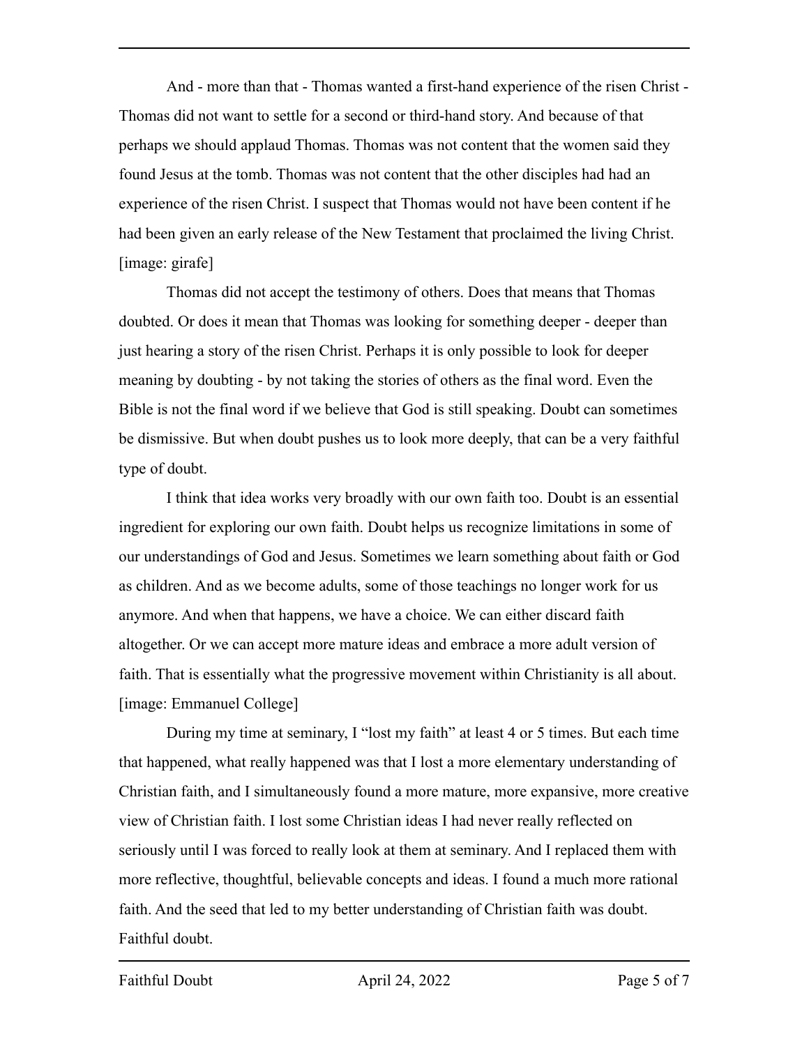And - more than that - Thomas wanted a first-hand experience of the risen Christ - Thomas did not want to settle for a second or third-hand story. And because of that perhaps we should applaud Thomas. Thomas was not content that the women said they found Jesus at the tomb. Thomas was not content that the other disciples had had an experience of the risen Christ. I suspect that Thomas would not have been content if he had been given an early release of the New Testament that proclaimed the living Christ. [image: girafe]

Thomas did not accept the testimony of others. Does that means that Thomas doubted. Or does it mean that Thomas was looking for something deeper - deeper than just hearing a story of the risen Christ. Perhaps it is only possible to look for deeper meaning by doubting - by not taking the stories of others as the final word. Even the Bible is not the final word if we believe that God is still speaking. Doubt can sometimes be dismissive. But when doubt pushes us to look more deeply, that can be a very faithful type of doubt.

I think that idea works very broadly with our own faith too. Doubt is an essential ingredient for exploring our own faith. Doubt helps us recognize limitations in some of our understandings of God and Jesus. Sometimes we learn something about faith or God as children. And as we become adults, some of those teachings no longer work for us anymore. And when that happens, we have a choice. We can either discard faith altogether. Or we can accept more mature ideas and embrace a more adult version of faith. That is essentially what the progressive movement within Christianity is all about. [image: Emmanuel College]

During my time at seminary, I "lost my faith" at least 4 or 5 times. But each time that happened, what really happened was that I lost a more elementary understanding of Christian faith, and I simultaneously found a more mature, more expansive, more creative view of Christian faith. I lost some Christian ideas I had never really reflected on seriously until I was forced to really look at them at seminary. And I replaced them with more reflective, thoughtful, believable concepts and ideas. I found a much more rational faith. And the seed that led to my better understanding of Christian faith was doubt. Faithful doubt.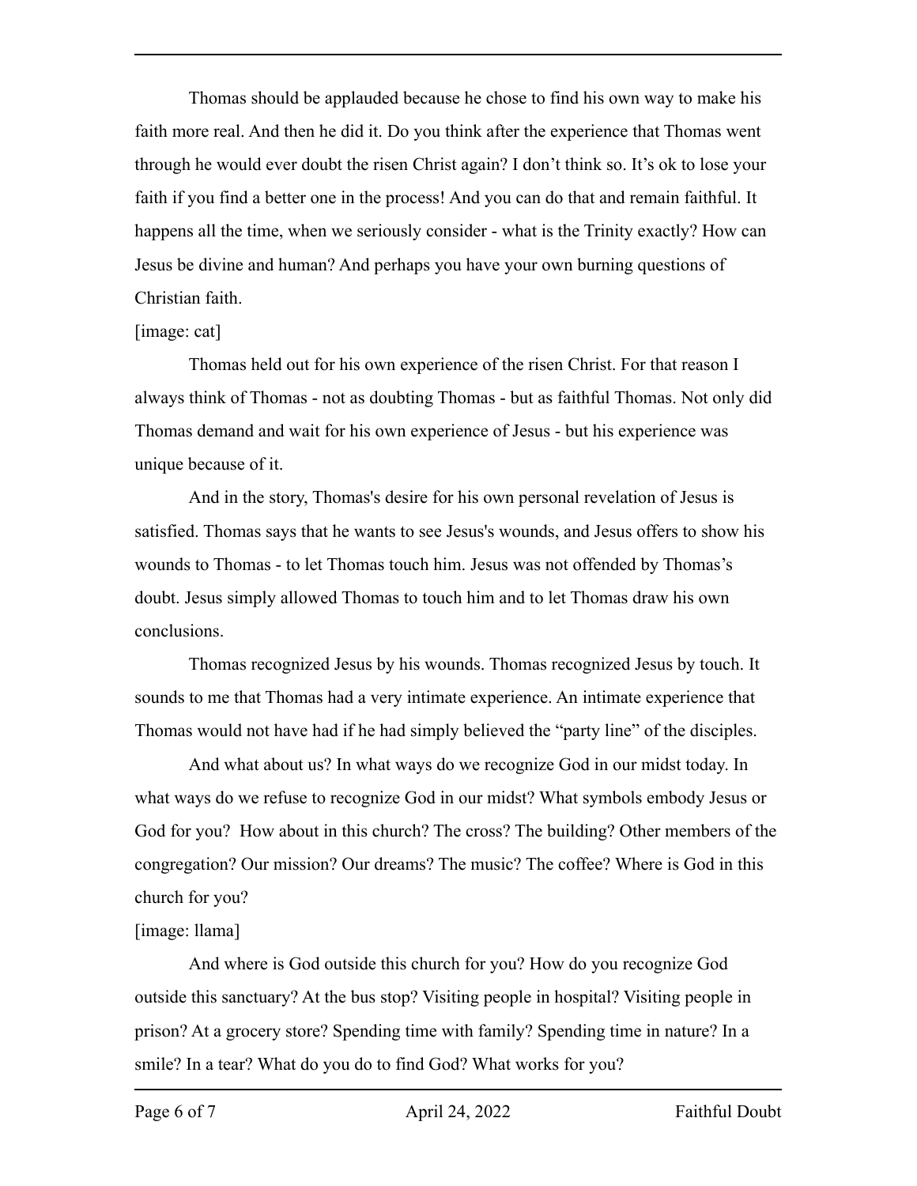Thomas should be applauded because he chose to find his own way to make his faith more real. And then he did it. Do you think after the experience that Thomas went through he would ever doubt the risen Christ again? I don't think so. It's ok to lose your faith if you find a better one in the process! And you can do that and remain faithful. It happens all the time, when we seriously consider - what is the Trinity exactly? How can Jesus be divine and human? And perhaps you have your own burning questions of Christian faith.

[image: cat]

Thomas held out for his own experience of the risen Christ. For that reason I always think of Thomas - not as doubting Thomas - but as faithful Thomas. Not only did Thomas demand and wait for his own experience of Jesus - but his experience was unique because of it.

And in the story, Thomas's desire for his own personal revelation of Jesus is satisfied. Thomas says that he wants to see Jesus's wounds, and Jesus offers to show his wounds to Thomas - to let Thomas touch him. Jesus was not offended by Thomas's doubt. Jesus simply allowed Thomas to touch him and to let Thomas draw his own conclusions.

Thomas recognized Jesus by his wounds. Thomas recognized Jesus by touch. It sounds to me that Thomas had a very intimate experience. An intimate experience that Thomas would not have had if he had simply believed the "party line" of the disciples.

And what about us? In what ways do we recognize God in our midst today. In what ways do we refuse to recognize God in our midst? What symbols embody Jesus or God for you? How about in this church? The cross? The building? Other members of the congregation? Our mission? Our dreams? The music? The coffee? Where is God in this church for you?

[image: llama]

And where is God outside this church for you? How do you recognize God outside this sanctuary? At the bus stop? Visiting people in hospital? Visiting people in prison? At a grocery store? Spending time with family? Spending time in nature? In a smile? In a tear? What do you do to find God? What works for you?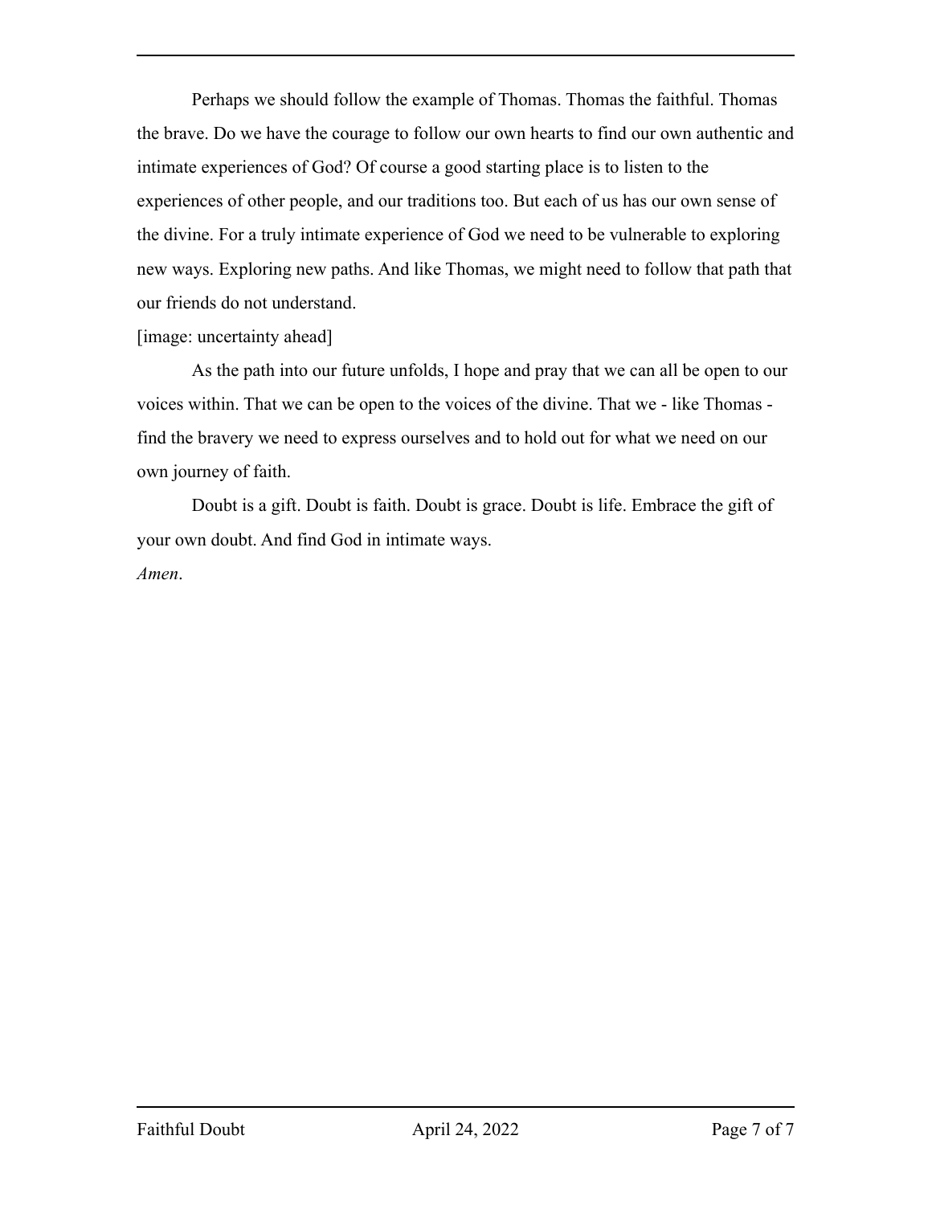Perhaps we should follow the example of Thomas. Thomas the faithful. Thomas the brave. Do we have the courage to follow our own hearts to find our own authentic and intimate experiences of God? Of course a good starting place is to listen to the experiences of other people, and our traditions too. But each of us has our own sense of the divine. For a truly intimate experience of God we need to be vulnerable to exploring new ways. Exploring new paths. And like Thomas, we might need to follow that path that our friends do not understand.

[image: uncertainty ahead]

As the path into our future unfolds, I hope and pray that we can all be open to our voices within. That we can be open to the voices of the divine. That we - like Thomas - find the bravery we need to express ourselves and to hold out for what we need on our own journey of faith.

Doubt is a gift. Doubt is faith. Doubt is grace. Doubt is life. Embrace the gift of your own doubt. And find God in intimate ways.

*Amen*.